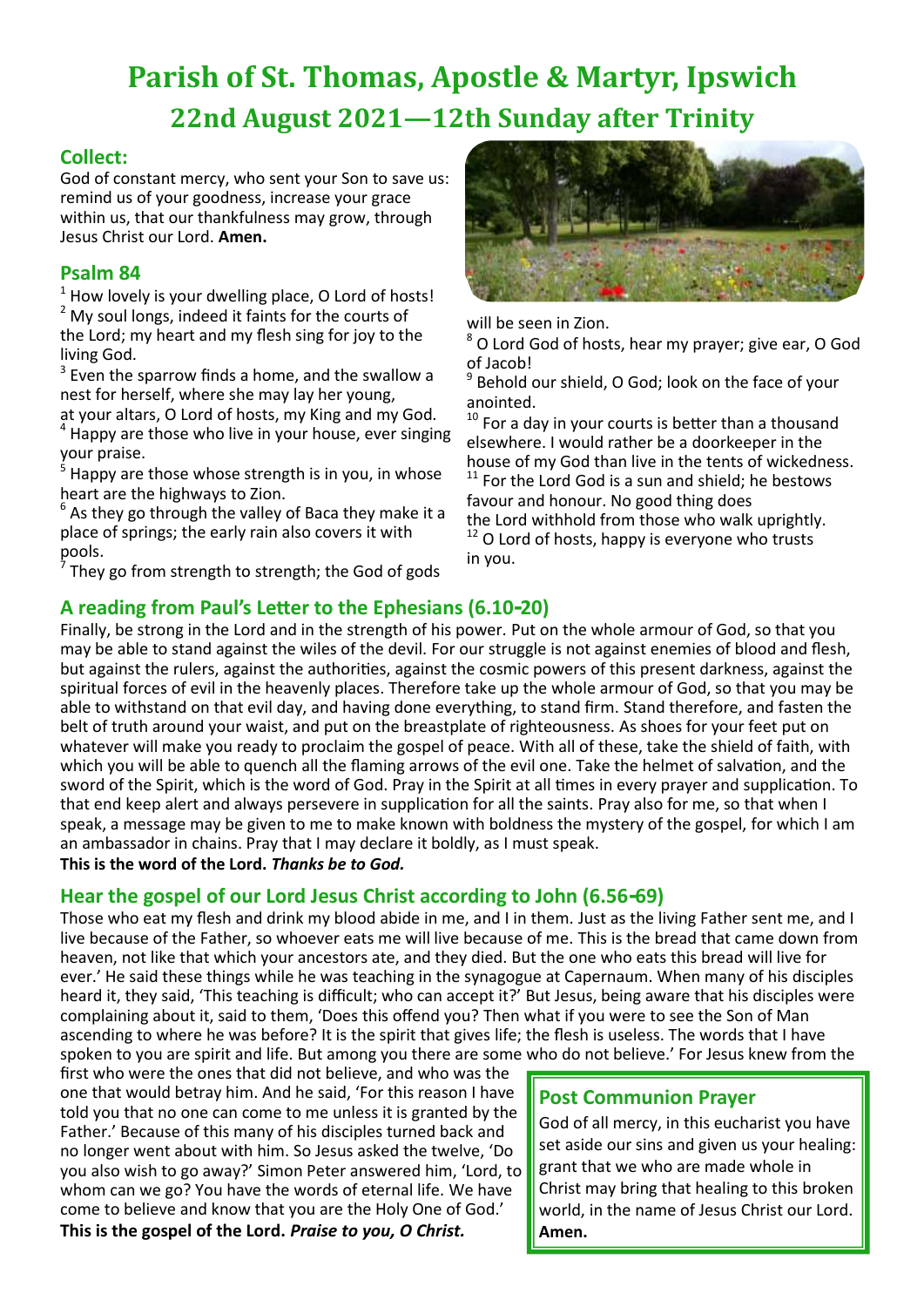# Parish of St. Thomas, Apostle & Martyr, Ipswich

## 22nd August 2021—12th Sunday after Trinity

### Collect:

God of constant mercy, who sent your Son to save us: remind us of your goodness, increase your grace within us, that our thankfulness may grow, through Jesus Christ our Lord. **Amen.**

### Psalm 84

[1] How lovely is your dwelling place, O Lord of hosts!
[2] My soul longs, indeed it faints for the courts of the Lord; my heart and my flesh sing for joy to the living God.
[3] Even the sparrow finds a home, and the swallow a nest for herself, where she may lay her young, at your altars, O Lord of hosts, my King and my God.
[4] Happy are those who live in your house, ever singing your praise.
[5] Happy are those whose strength is in you, in whose heart are the highways to Zion.
[6] As they go through the valley of Baca they make it a place of springs; the early rain also covers it with pools.
[7] They go from strength to strength; the God of gods will be seen in Zion.
[8] O Lord God of hosts, hear my prayer; give ear, O God of Jacob!
[9] Behold our shield, O God; look on the face of your anointed.
[10] For a day in your courts is better than a thousand elsewhere. I would rather be a doorkeeper in the house of my God than live in the tents of wickedness.
[11] For the Lord God is a sun and shield; he bestows favour and honour. No good thing does the Lord withhold from those who walk uprightly.
[12] O Lord of hosts, happy is everyone who trusts in you.

### A reading from Paul's Letter to the Ephesians (6.10-20)

Finally, be strong in the Lord and in the strength of his power. Put on the whole armour of God, so that you may be able to stand against the wiles of the devil. For our struggle is not against enemies of blood and flesh, but against the rulers, against the authorities, against the cosmic powers of this present darkness, against the spiritual forces of evil in the heavenly places. Therefore take up the whole armour of God, so that you may be able to withstand on that evil day, and having done everything, to stand firm. Stand therefore, and fasten the belt of truth around your waist, and put on the breastplate of righteousness. As shoes for your feet put on whatever will make you ready to proclaim the gospel of peace. With all of these, take the shield of faith, with which you will be able to quench all the flaming arrows of the evil one. Take the helmet of salvation, and the sword of the Spirit, which is the word of God. Pray in the Spirit at all times in every prayer and supplication. To that end keep alert and always persevere in supplication for all the saints. Pray also for me, so that when I speak, a message may be given to me to make known with boldness the mystery of the gospel, for which I am an ambassador in chains. Pray that I may declare it boldly, as I must speak.

**This is the word of the Lord. *Thanks be to God.***

### Hear the gospel of our Lord Jesus Christ according to John (6.56-69)

Those who eat my flesh and drink my blood abide in me, and I in them. Just as the living Father sent me, and I live because of the Father, so whoever eats me will live because of me. This is the bread that came down from heaven, not like that which your ancestors ate, and they died. But the one who eats this bread will live for ever.' He said these things while he was teaching in the synagogue at Capernaum. When many of his disciples heard it, they said, 'This teaching is difficult; who can accept it?' But Jesus, being aware that his disciples were complaining about it, said to them, 'Does this offend you? Then what if you were to see the Son of Man ascending to where he was before? It is the spirit that gives life; the flesh is useless. The words that I have spoken to you are spirit and life. But among you there are some who do not believe.' For Jesus knew from the first who were the ones that did not believe, and who was the one that would betray him. And he said, 'For this reason I have told you that no one can come to me unless it is granted by the Father.' Because of this many of his disciples turned back and no longer went about with him. So Jesus asked the twelve, 'Do you also wish to go away?' Simon Peter answered him, 'Lord, to whom can we go? You have the words of eternal life. We have come to believe and know that you are the Holy One of God.'

**This is the gospel of the Lord. *Praise to you, O Christ.***

### Post Communion Prayer

God of all mercy, in this eucharist you have set aside our sins and given us your healing: grant that we who are made whole in Christ may bring that healing to this broken world, in the name of Jesus Christ our Lord. **Amen.**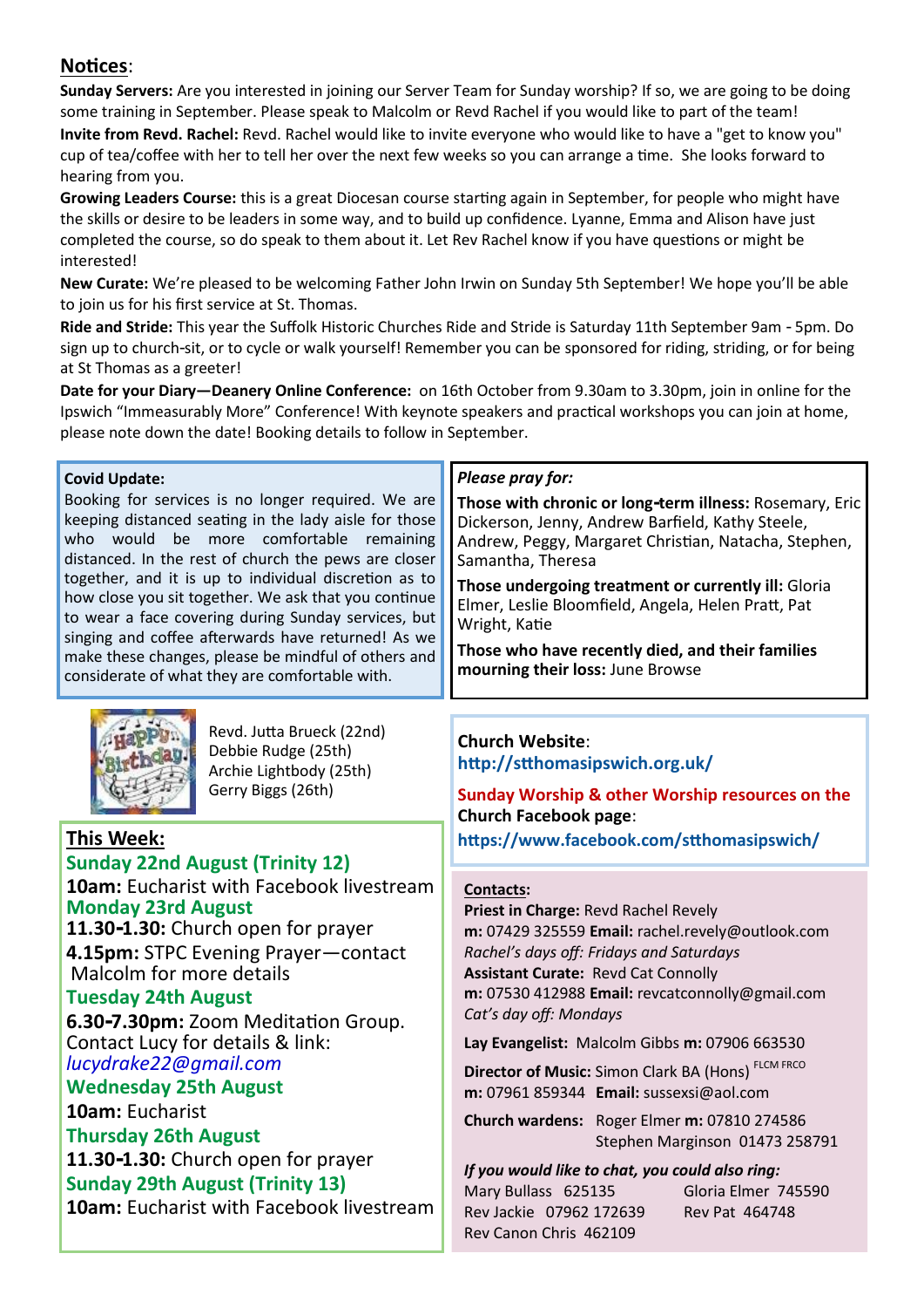## Notices:

**Sunday Servers:** Are you interested in joining our Server Team for Sunday worship? If so, we are going to be doing some training in September. Please speak to Malcolm or Revd Rachel if you would like to part of the team!

**Invite from Revd. Rachel:** Revd. Rachel would like to invite everyone who would like to have a "get to know you" cup of tea/coffee with her to tell her over the next few weeks so you can arrange a time. She looks forward to hearing from you.

**Growing Leaders Course:** this is a great Diocesan course starting again in September, for people who might have the skills or desire to be leaders in some way, and to build up confidence. Lyanne, Emma and Alison have just completed the course, so do speak to them about it. Let Rev Rachel know if you have questions or might be interested!

**New Curate:** We're pleased to be welcoming Father John Irwin on Sunday 5th September! We hope you'll be able to join us for his first service at St. Thomas.

**Ride and Stride:** This year the Suffolk Historic Churches Ride and Stride is Saturday 11th September 9am - 5pm. Do sign up to church-sit, or to cycle or walk yourself! Remember you can be sponsored for riding, striding, or for being at St Thomas as a greeter!

**Date for your Diary—Deanery Online Conference:** on 16th October from 9.30am to 3.30pm, join in online for the Ipswich "Immeasurably More" Conference! With keynote speakers and practical workshops you can join at home, please note down the date! Booking details to follow in September.

**Covid Update:**

Booking for services is no longer required. We are keeping distanced seating in the lady aisle for those who would be more comfortable remaining distanced. In the rest of church the pews are closer together, and it is up to individual discretion as to how close you sit together. We ask that you continue to wear a face covering during Sunday services, but singing and coffee afterwards have returned! As we make these changes, please be mindful of others and considerate of what they are comfortable with.

***Please pray for:***

**Those with chronic or long-term illness:** Rosemary, Eric Dickerson, Jenny, Andrew Barfield, Kathy Steele, Andrew, Peggy, Margaret Christian, Natacha, Stephen, Samantha, Theresa

**Those undergoing treatment or currently ill:** Gloria Elmer, Leslie Bloomfield, Angela, Helen Pratt, Pat Wright, Katie

**Those who have recently died, and their families mourning their loss:** June Browse

Revd. Jutta Brueck (22nd)
Debbie Rudge (25th)
Archie Lightbody (25th)
Gerry Biggs (26th)

## This Week:

**Sunday 22nd August (Trinity 12)**
**10am:** Eucharist with Facebook livestream

**Monday 23rd August**
**11.30-1.30:** Church open for prayer
**4.15pm:** STPC Evening Prayer—contact Malcolm for more details

**Tuesday 24th August**
**6.30-7.30pm:** Zoom Meditation Group. Contact Lucy for details & link: *lucydrake22@gmail.com*

**Wednesday 25th August**
**10am:** Eucharist

**Thursday 26th August**
**11.30-1.30:** Church open for prayer

**Sunday 29th August (Trinity 13)**
**10am:** Eucharist with Facebook livestream

**Church Website**: **http://stthomasipswich.org.uk/**

**Sunday Worship & other Worship resources on the Church Facebook page**: **https://www.facebook.com/stthomasipswich/**

**Contacts:**

**Priest in Charge:** Revd Rachel Revely
**m:** 07429 325559 **Email:** rachel.revely@outlook.com
*Rachel's days off: Fridays and Saturdays*

**Assistant Curate:** Revd Cat Connolly
**m:** 07530 412988 **Email:** revcatconnolly@gmail.com
*Cat's day off: Mondays*

**Lay Evangelist:** Malcolm Gibbs **m:** 07906 663530

**Director of Music:** Simon Clark BA (Hons) FLCM FRCO
**m:** 07961 859344 **Email:** sussexsi@aol.com

**Church wardens:** Roger Elmer **m:** 07810 274586
Stephen Marginson 01473 258791

***If you would like to chat, you could also ring:***

Mary Bullass 625135
Gloria Elmer 745590
Rev Jackie 07962 172639
Rev Pat 464748
Rev Canon Chris 462109